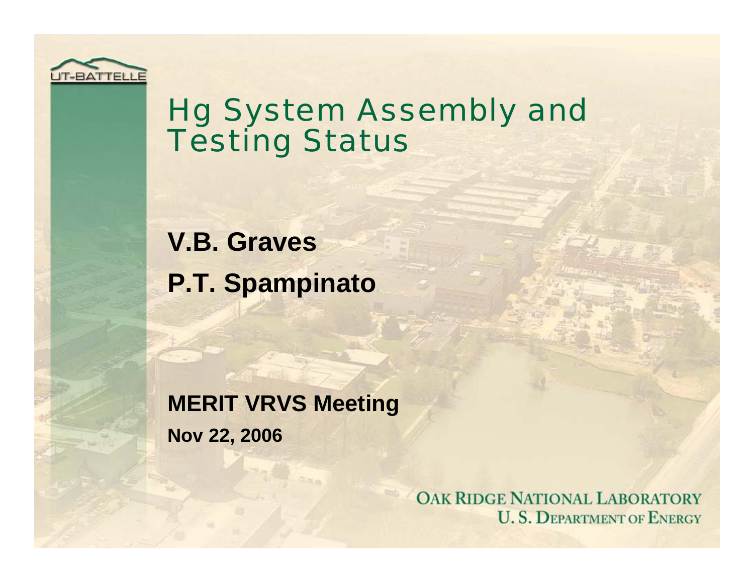# Hg System Assembly and Testing Status

**V.B. Graves**

**P.T. Spampinato**

**MERIT VRVS Meeting**

**Nov 22, 2006**

UT-BATTELLE

OAK RIDGE NATIONAL LABORATORY
U. S. DEPARTMENT OF ENERGY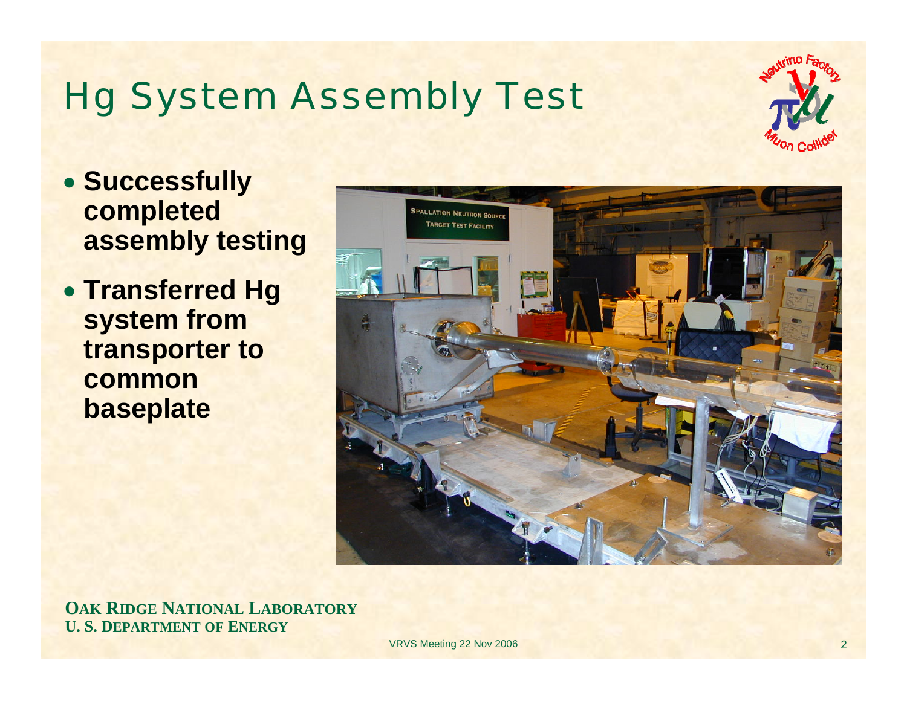# Hg System Assembly Test

- **Successfully completed assembly testing**
- **Transferred Hg system from transporter to common baseplate**

**OAK RIDGE NATIONAL LABORATORY**
**U. S. DEPARTMENT OF ENERGY**

VRVS Meeting 22 Nov 2006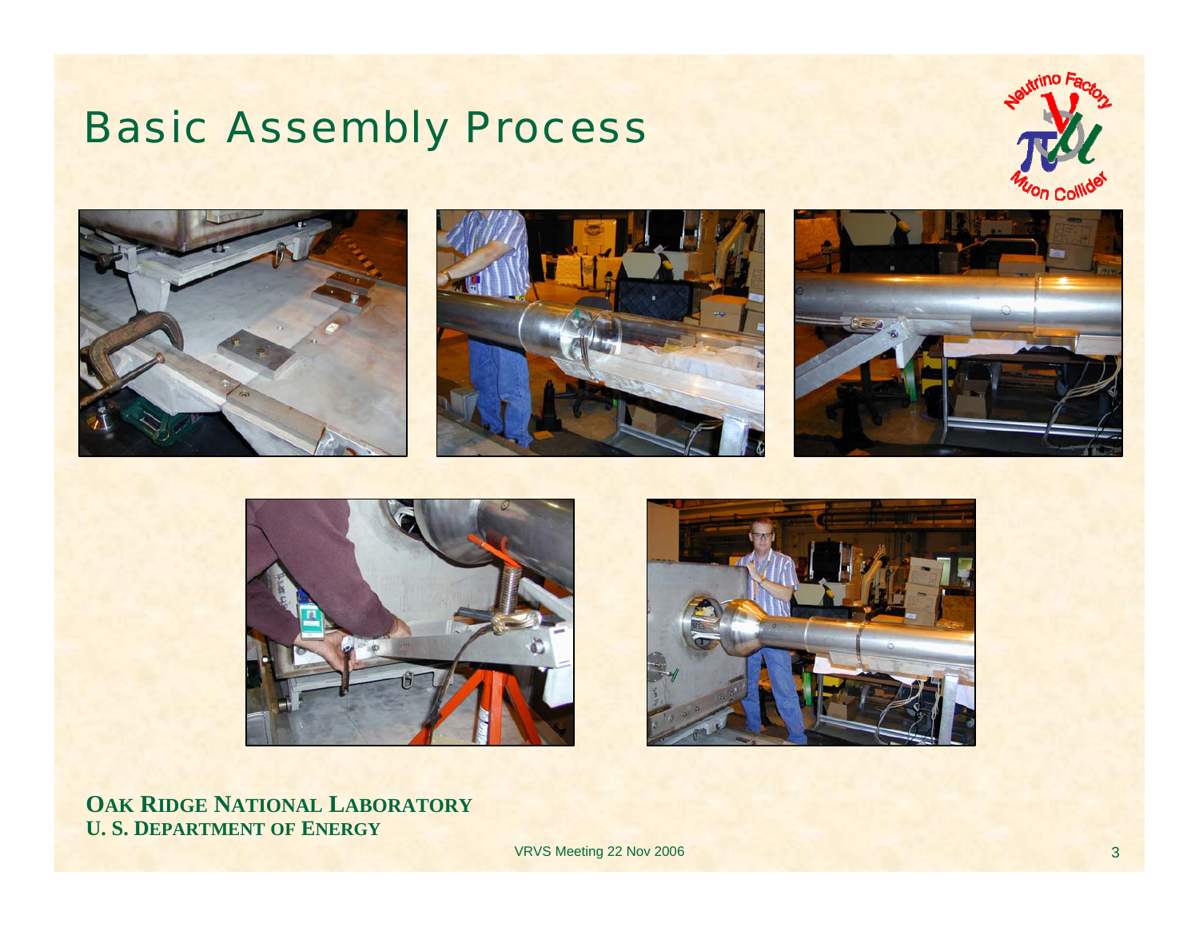# Basic Assembly Process

**OAK RIDGE NATIONAL LABORATORY**
**U. S. DEPARTMENT OF ENERGY**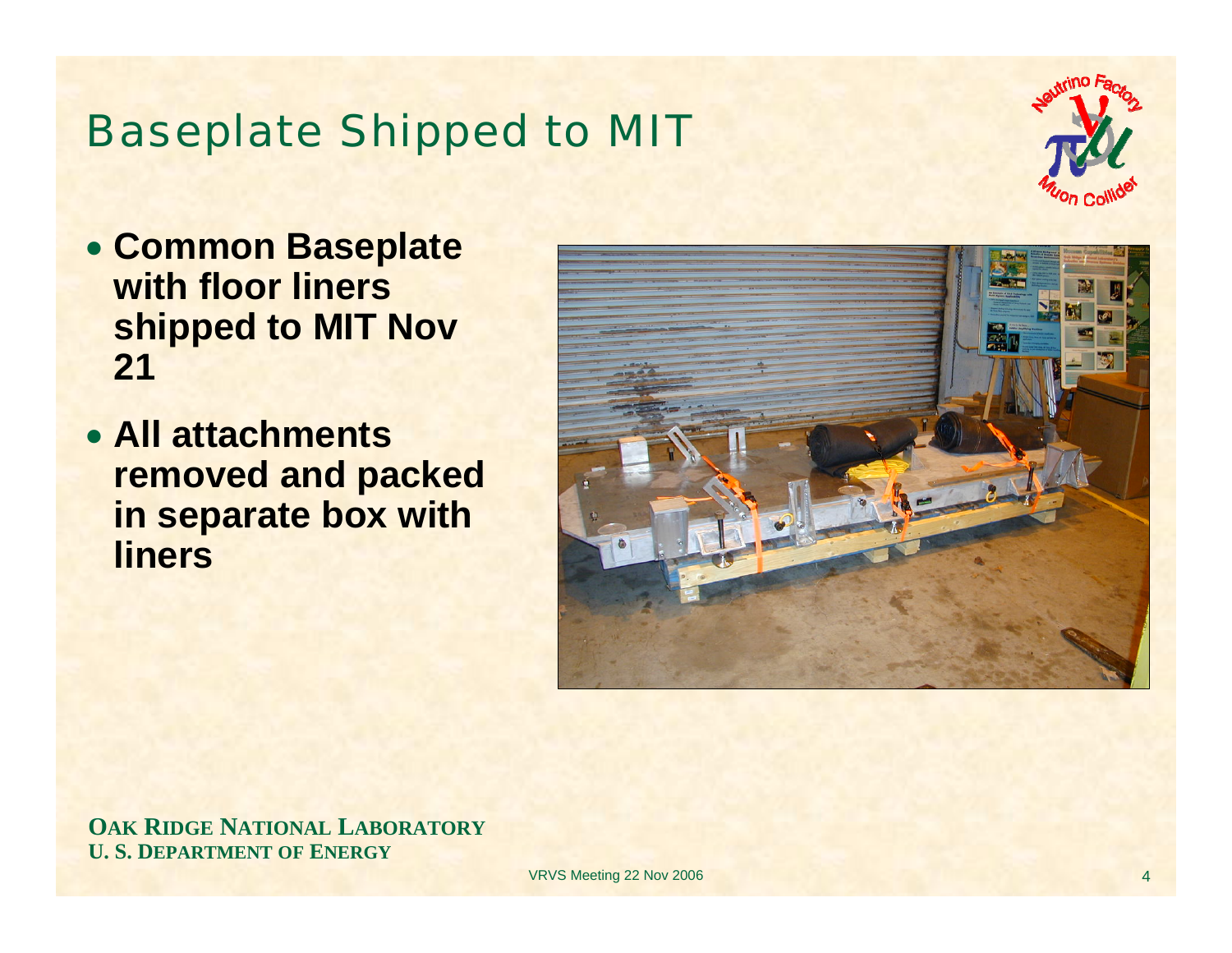# Baseplate Shipped to MIT

- **Common Baseplate with floor liners shipped to MIT Nov 21**
- **All attachments removed and packed in separate box with liners**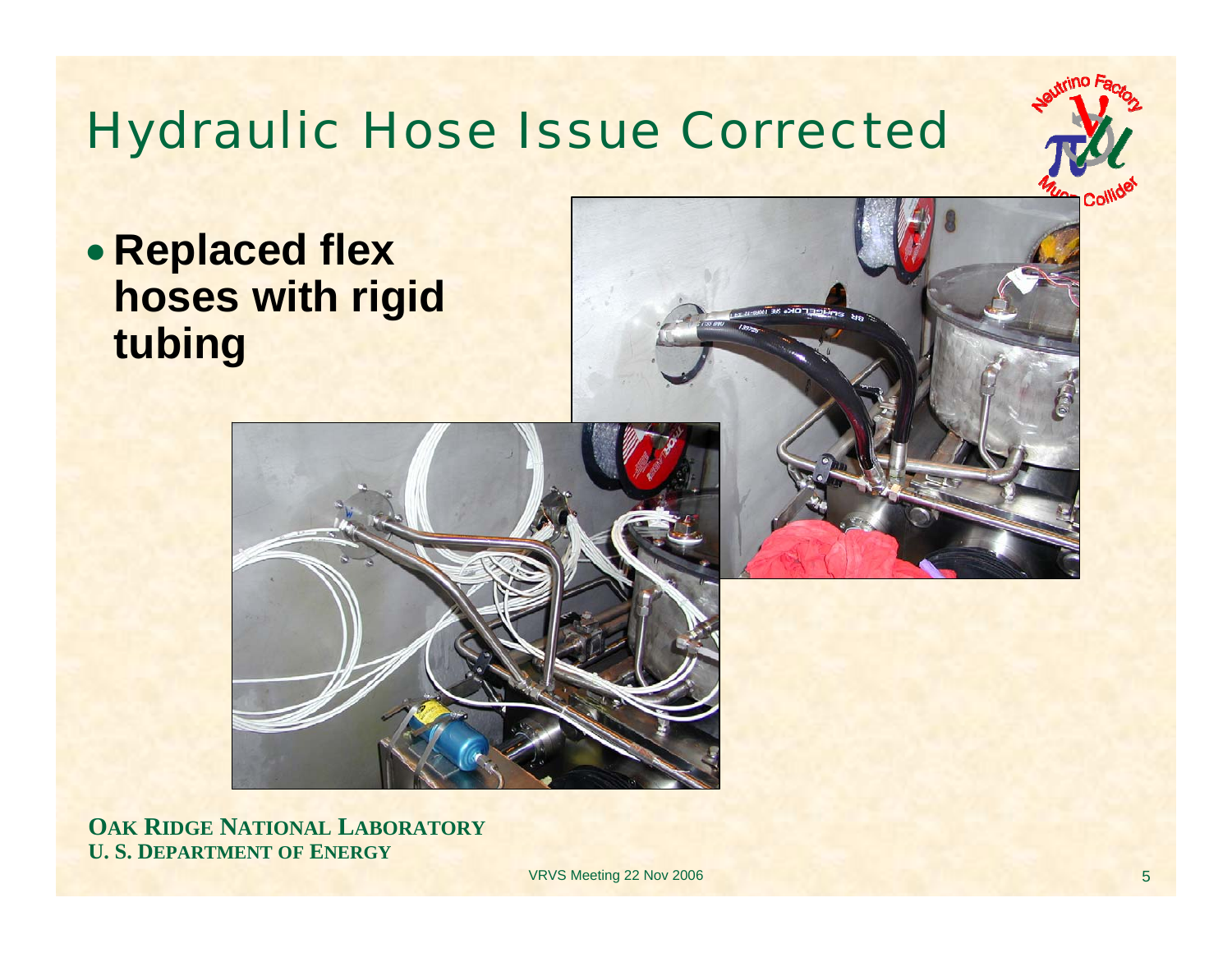# Hydraulic Hose Issue Corrected

- **Replaced flex hoses with rigid tubing**

**OAK RIDGE NATIONAL LABORATORY**
**U. S. DEPARTMENT OF ENERGY**

VRVS Meeting 22 Nov 2006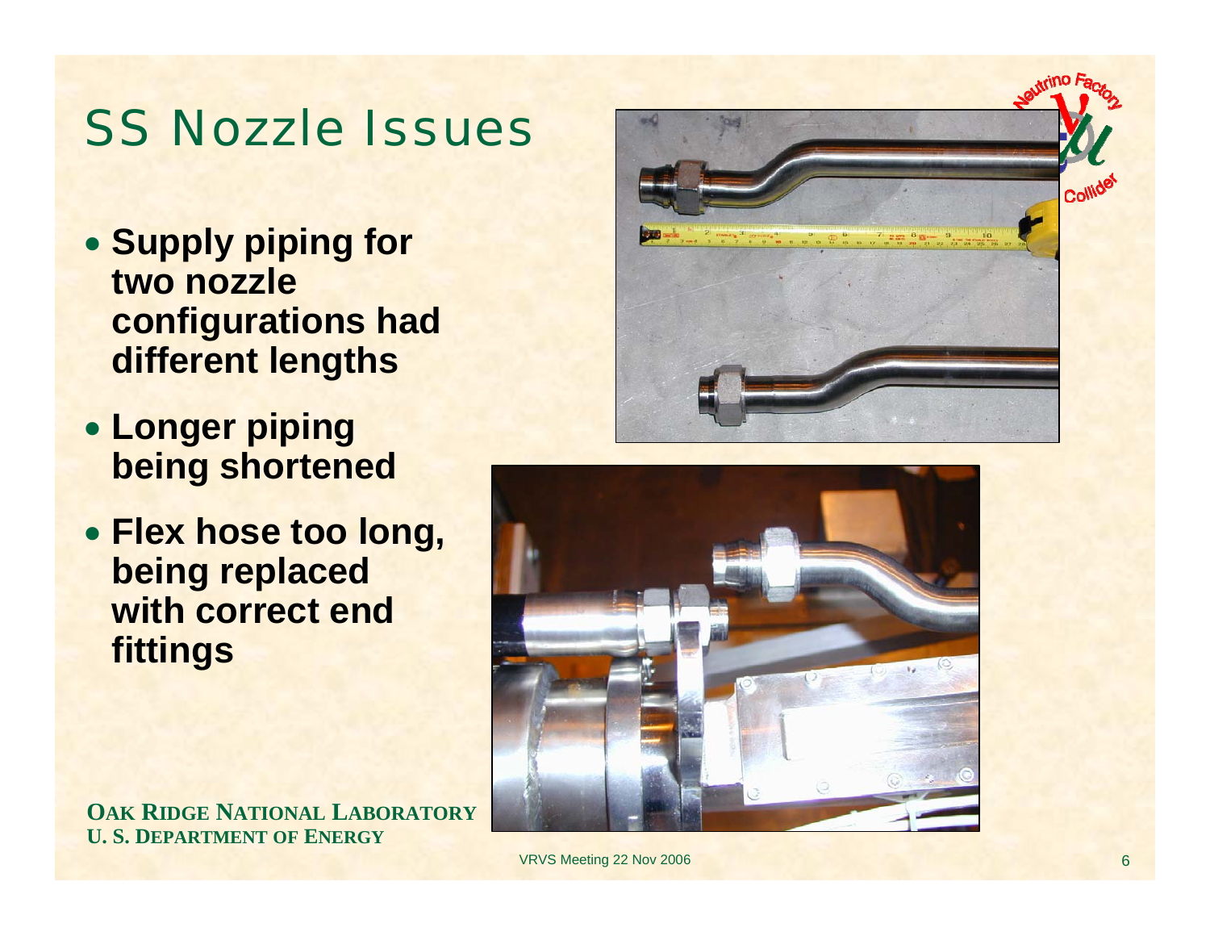# SS Nozzle Issues

- **Supply piping for two nozzle configurations had different lengths**
- **Longer piping being shortened**
- **Flex hose too long, being replaced with correct end fittings**

**OAK RIDGE NATIONAL LABORATORY**
**U. S. DEPARTMENT OF ENERGY**

VRVS Meeting 22 Nov 2006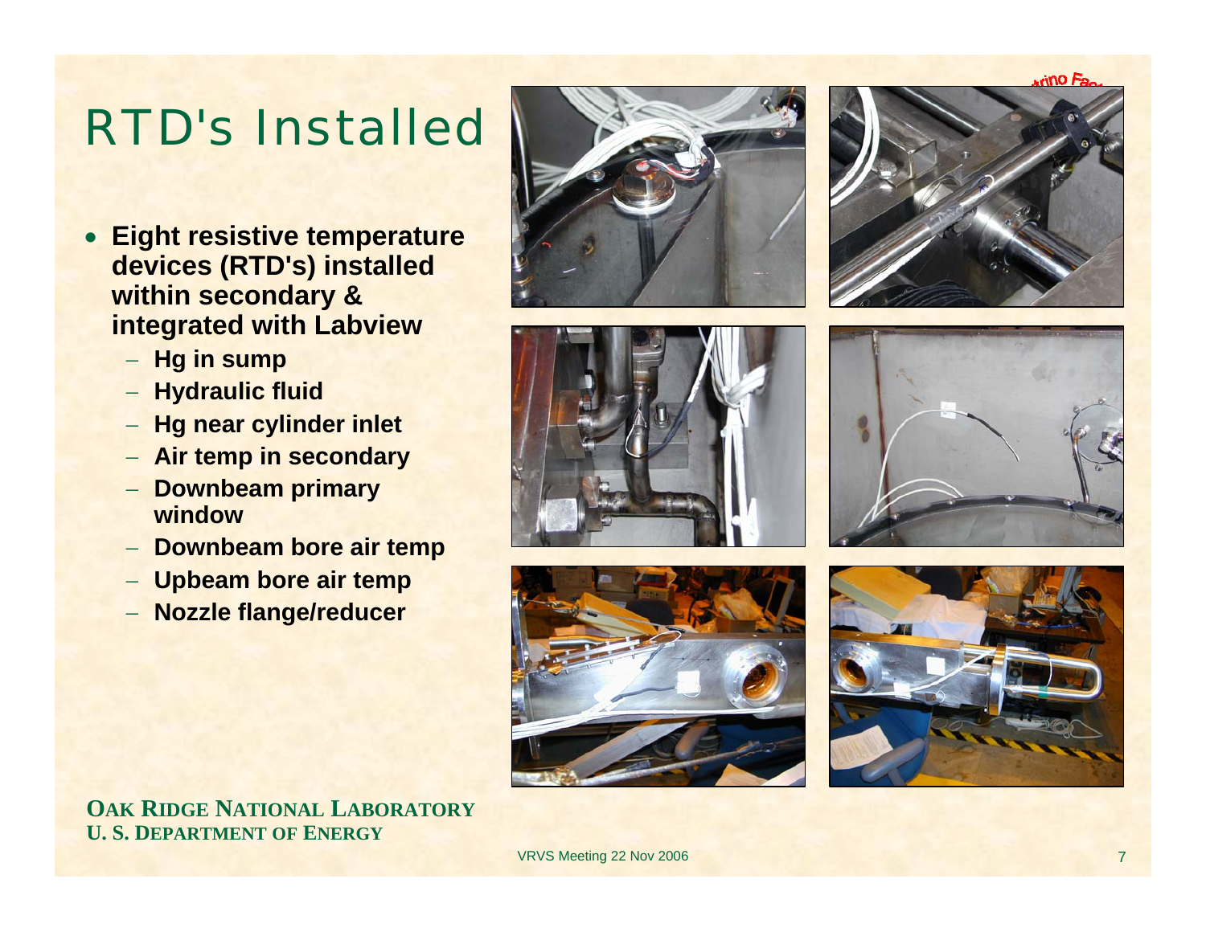# RTD's Installed

- **Eight resistive temperature devices (RTD's) installed within secondary & integrated with Labview**
  - **Hg in sump**
  - **Hydraulic fluid**
  - **Hg near cylinder inlet**
  - **Air temp in secondary**
  - **Downbeam primary window**
  - **Downbeam bore air temp**
  - **Upbeam bore air temp**
  - **Nozzle flange/reducer**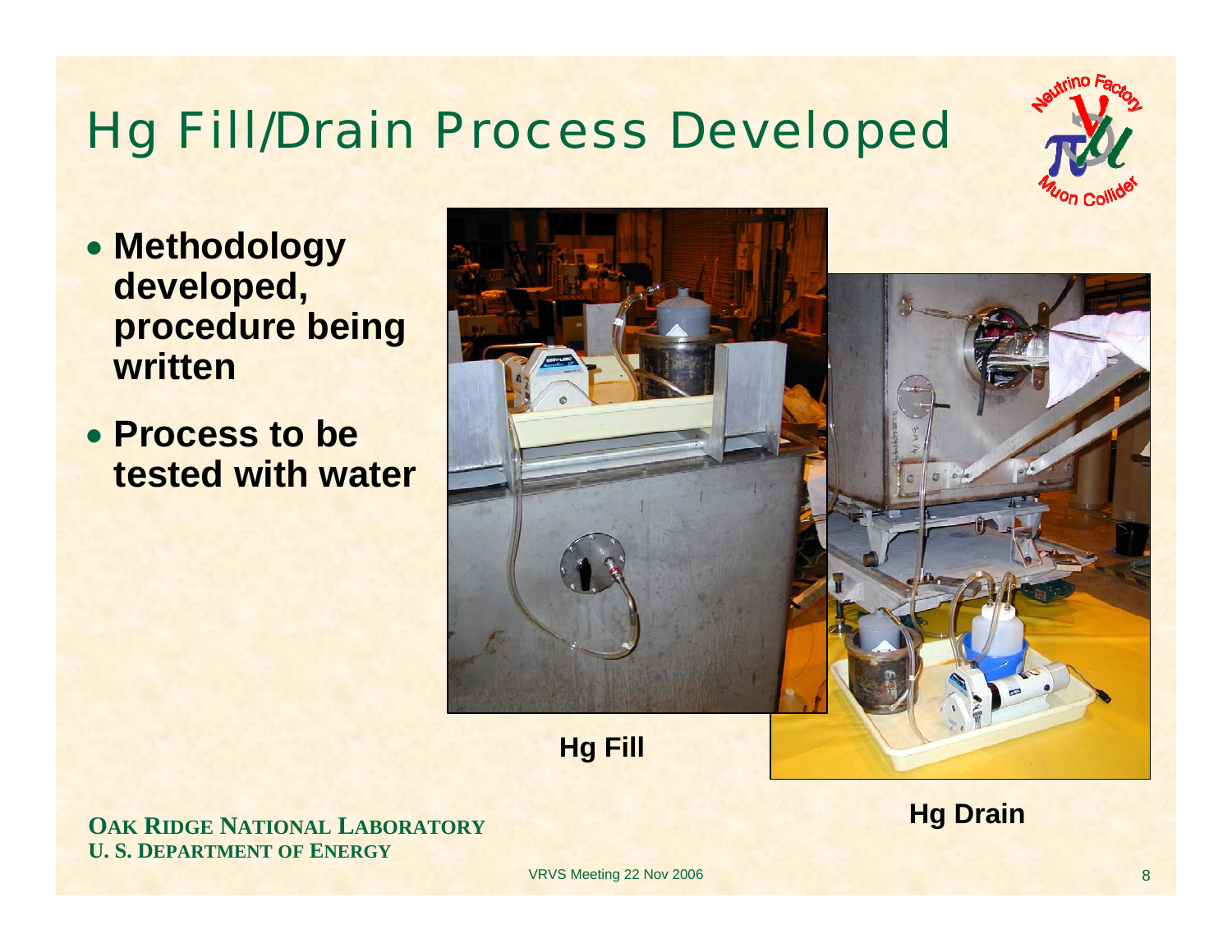# Hg Fill/Drain Process Developed

- **Methodology developed, procedure being written**
- **Process to be tested with water**

**Hg Fill**

**Hg Drain**

**OAK RIDGE NATIONAL LABORATORY**
**U. S. DEPARTMENT OF ENERGY**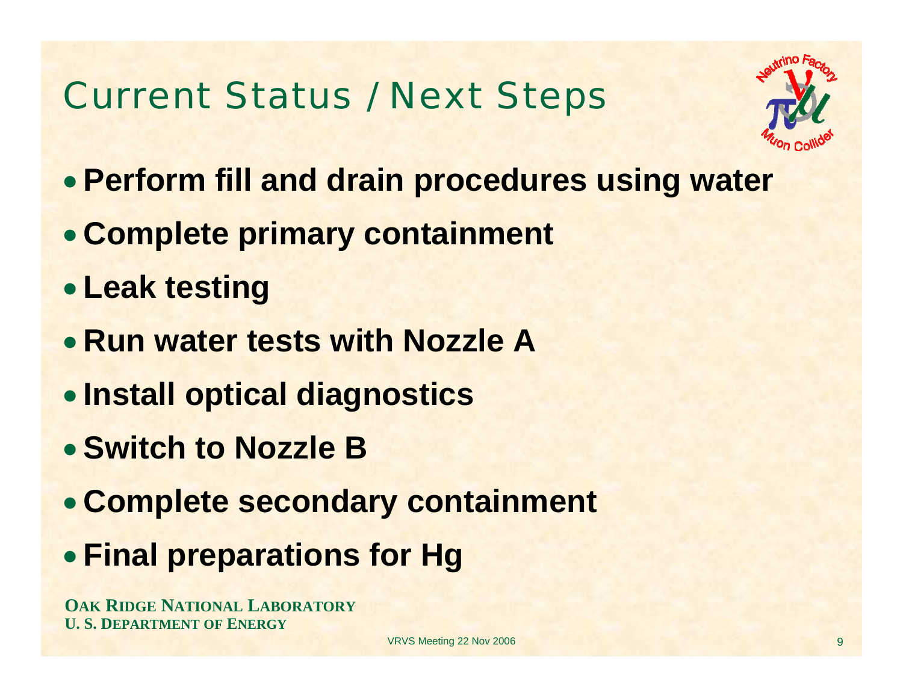# Current Status / Next Steps

- **Perform fill and drain procedures using water**
- **Complete primary containment**
- **Leak testing**
- **Run water tests with Nozzle A**
- **Install optical diagnostics**
- **Switch to Nozzle B**
- **Complete secondary containment**
- **Final preparations for Hg**